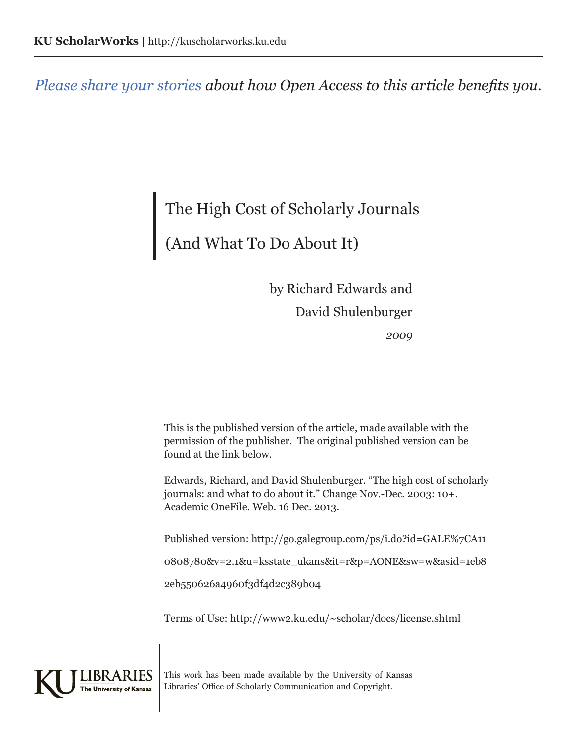**KU ScholarWorks** | http://kuscholarworks.ku.edu

*Please share your stories about how Open Access to this article benefits you.*

# The High Cost of Scholarly Journals

# (And What To Do About It)

by Richard Edwards and

David Shulenburger

*2009*

This is the published version of the article, made available with the permission of the publisher. The original published version can be found at the link below.

Edwards, Richard, and David Shulenburger. "The high cost of scholarly journals: and what to do about it." Change Nov.-Dec. 2003: 10+. Academic OneFile. Web. 16 Dec. 2013.

Published version: http://go.galegroup.com/ps/i.do?id=GALE%7CA110808780&v=2.1&u=ksstate_ukans&it=r&p=AONE&sw=w&asid=1eb82eb550626a4960f3df4d2c389b04

Terms of Use: http://www2.ku.edu/~scholar/docs/license.shtml

KU LIBRARIES The University of Kansas

This work has been made available by the University of Kansas Libraries' Office of Scholarly Communication and Copyright.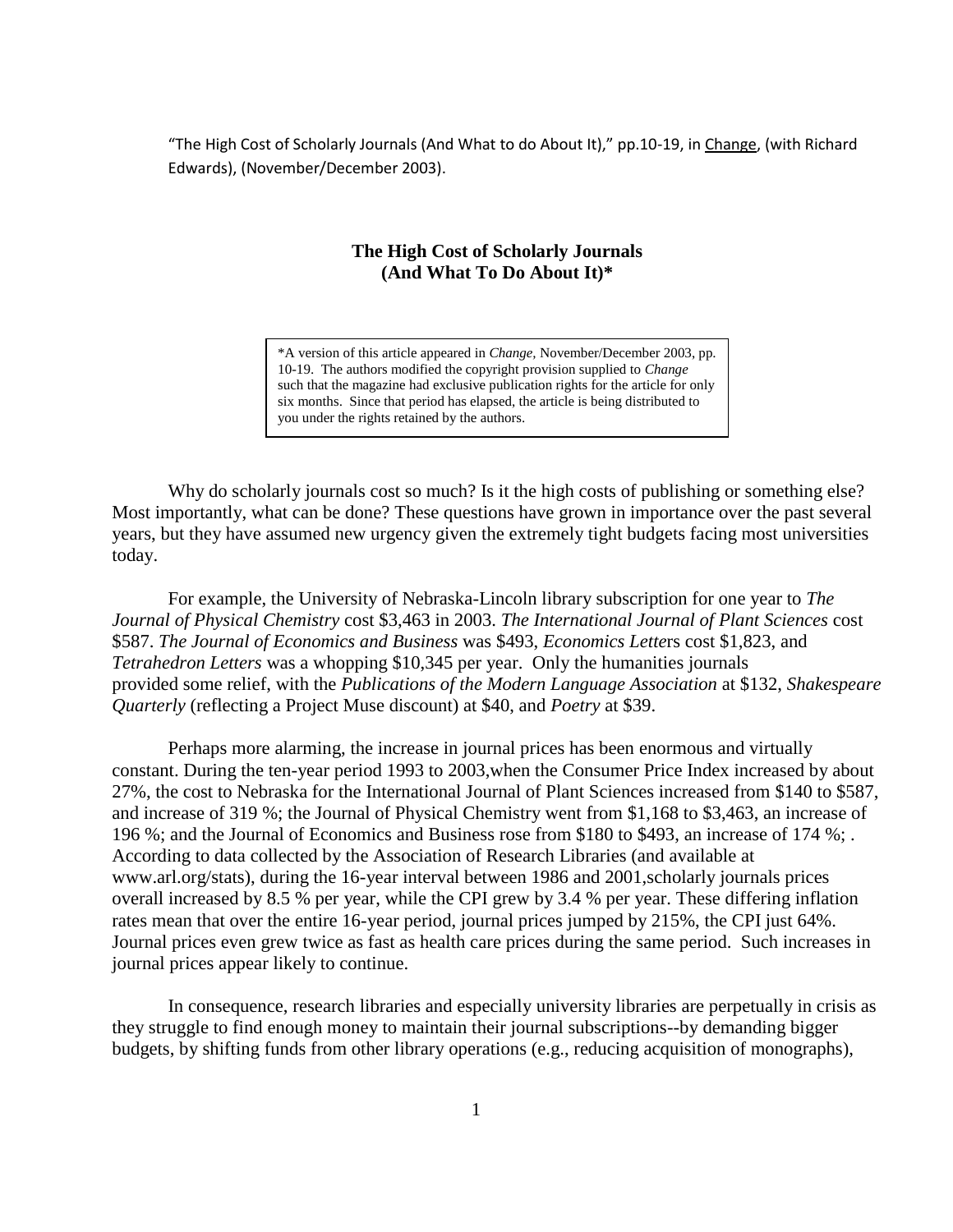"The High Cost of Scholarly Journals (And What to do About It)," pp.10-19, in Change, (with Richard Edwards), (November/December 2003).

## The High Cost of Scholarly Journals (And What To Do About It)*

*A version of this article appeared in *Change*, November/December 2003, pp. 10-19. The authors modified the copyright provision supplied to *Change* such that the magazine had exclusive publication rights for the article for only six months. Since that period has elapsed, the article is being distributed to you under the rights retained by the authors.

Why do scholarly journals cost so much? Is it the high costs of publishing or something else? Most importantly, what can be done? These questions have grown in importance over the past several years, but they have assumed new urgency given the extremely tight budgets facing most universities today.

For example, the University of Nebraska-Lincoln library subscription for one year to *The Journal of Physical Chemistry* cost $3,463 in 2003. *The International Journal of Plant Sciences* cost $587. *The Journal of Economics and Business* was $493, *Economics Lette*rs cost $1,823, and *Tetrahedron Letters* was a whopping $10,345 per year. Only the humanities journals provided some relief, with the *Publications of the Modern Language Association* at $132, *Shakespeare Quarterly* (reflecting a Project Muse discount) at $40, and *Poetry* at $39.

Perhaps more alarming, the increase in journal prices has been enormous and virtually constant. During the ten-year period 1993 to 2003,when the Consumer Price Index increased by about 27%, the cost to Nebraska for the International Journal of Plant Sciences increased from $140 to $587, and increase of 319 %; the Journal of Physical Chemistry went from $1,168 to $3,463, an increase of 196 %; and the Journal of Economics and Business rose from $180 to $493, an increase of 174 %; . According to data collected by the Association of Research Libraries (and available at www.arl.org/stats), during the 16-year interval between 1986 and 2001,scholarly journals prices overall increased by 8.5 % per year, while the CPI grew by 3.4 % per year. These differing inflation rates mean that over the entire 16-year period, journal prices jumped by 215%, the CPI just 64%. Journal prices even grew twice as fast as health care prices during the same period. Such increases in journal prices appear likely to continue.

In consequence, research libraries and especially university libraries are perpetually in crisis as they struggle to find enough money to maintain their journal subscriptions--by demanding bigger budgets, by shifting funds from other library operations (e.g., reducing acquisition of monographs),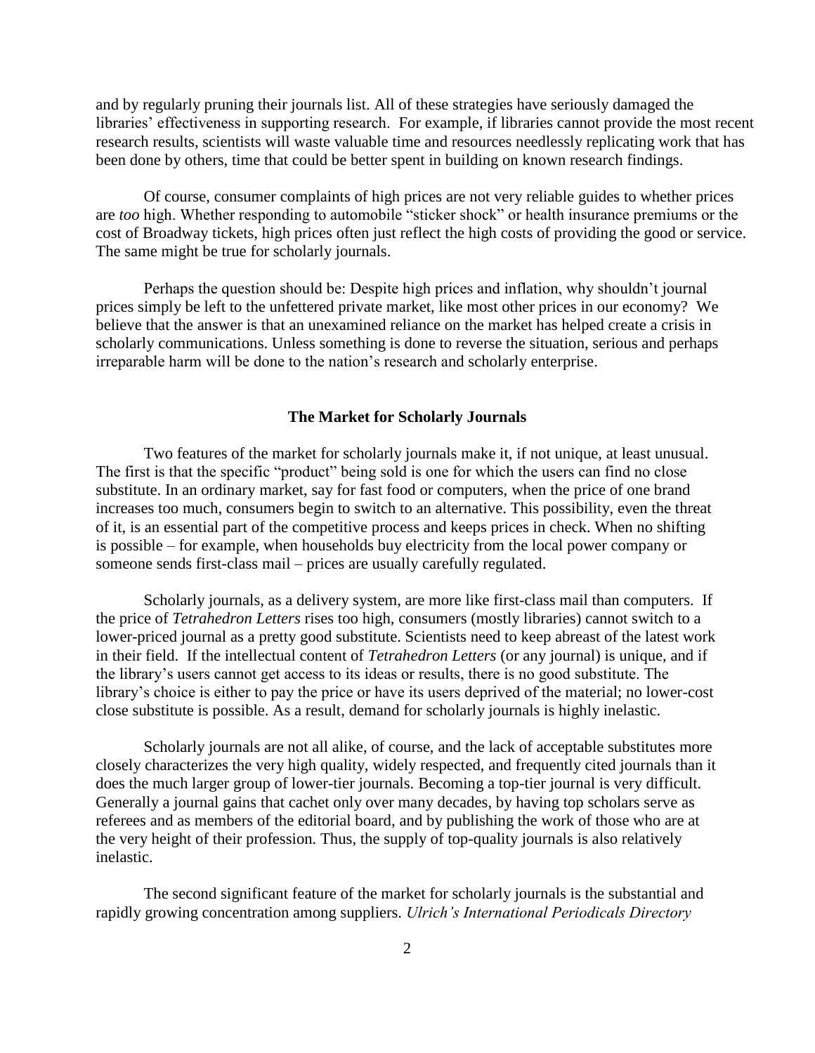and by regularly pruning their journals list. All of these strategies have seriously damaged the libraries' effectiveness in supporting research. For example, if libraries cannot provide the most recent research results, scientists will waste valuable time and resources needlessly replicating work that has been done by others, time that could be better spent in building on known research findings.

Of course, consumer complaints of high prices are not very reliable guides to whether prices are *too* high. Whether responding to automobile "sticker shock" or health insurance premiums or the cost of Broadway tickets, high prices often just reflect the high costs of providing the good or service. The same might be true for scholarly journals.

Perhaps the question should be: Despite high prices and inflation, why shouldn't journal prices simply be left to the unfettered private market, like most other prices in our economy? We believe that the answer is that an unexamined reliance on the market has helped create a crisis in scholarly communications. Unless something is done to reverse the situation, serious and perhaps irreparable harm will be done to the nation's research and scholarly enterprise.

## The Market for Scholarly Journals

Two features of the market for scholarly journals make it, if not unique, at least unusual. The first is that the specific "product" being sold is one for which the users can find no close substitute. In an ordinary market, say for fast food or computers, when the price of one brand increases too much, consumers begin to switch to an alternative. This possibility, even the threat of it, is an essential part of the competitive process and keeps prices in check. When no shifting is possible – for example, when households buy electricity from the local power company or someone sends first-class mail – prices are usually carefully regulated.

Scholarly journals, as a delivery system, are more like first-class mail than computers. If the price of *Tetrahedron Letters* rises too high, consumers (mostly libraries) cannot switch to a lower-priced journal as a pretty good substitute. Scientists need to keep abreast of the latest work in their field. If the intellectual content of *Tetrahedron Letters* (or any journal) is unique, and if the library's users cannot get access to its ideas or results, there is no good substitute. The library's choice is either to pay the price or have its users deprived of the material; no lower-cost close substitute is possible. As a result, demand for scholarly journals is highly inelastic.

Scholarly journals are not all alike, of course, and the lack of acceptable substitutes more closely characterizes the very high quality, widely respected, and frequently cited journals than it does the much larger group of lower-tier journals. Becoming a top-tier journal is very difficult. Generally a journal gains that cachet only over many decades, by having top scholars serve as referees and as members of the editorial board, and by publishing the work of those who are at the very height of their profession. Thus, the supply of top-quality journals is also relatively inelastic.

The second significant feature of the market for scholarly journals is the substantial and rapidly growing concentration among suppliers. *Ulrich's International Periodicals Directory*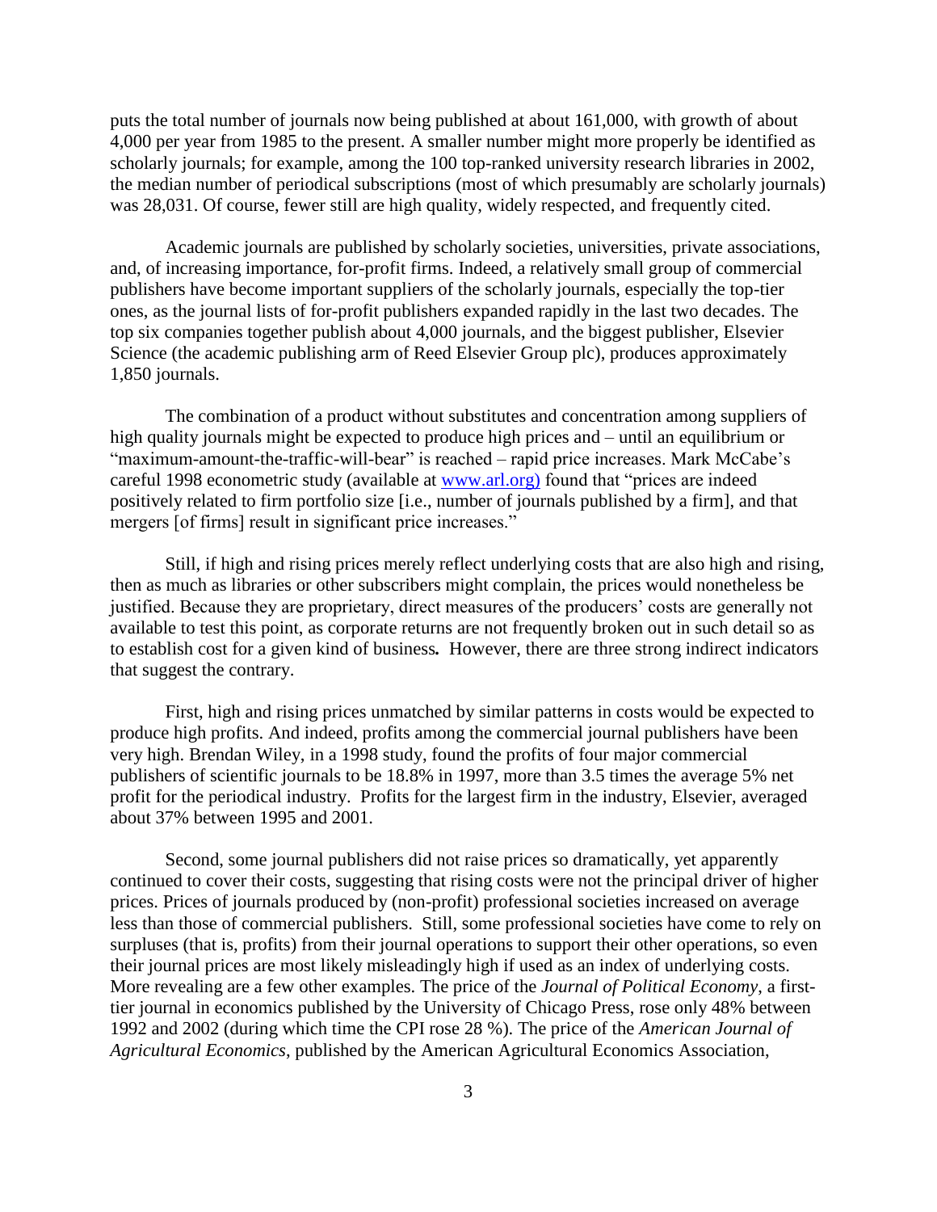puts the total number of journals now being published at about 161,000, with growth of about 4,000 per year from 1985 to the present. A smaller number might more properly be identified as scholarly journals; for example, among the 100 top-ranked university research libraries in 2002, the median number of periodical subscriptions (most of which presumably are scholarly journals) was 28,031. Of course, fewer still are high quality, widely respected, and frequently cited.

Academic journals are published by scholarly societies, universities, private associations, and, of increasing importance, for-profit firms. Indeed, a relatively small group of commercial publishers have become important suppliers of the scholarly journals, especially the top-tier ones, as the journal lists of for-profit publishers expanded rapidly in the last two decades. The top six companies together publish about 4,000 journals, and the biggest publisher, Elsevier Science (the academic publishing arm of Reed Elsevier Group plc), produces approximately 1,850 journals.

The combination of a product without substitutes and concentration among suppliers of high quality journals might be expected to produce high prices and – until an equilibrium or "maximum-amount-the-traffic-will-bear" is reached – rapid price increases. Mark McCabe's careful 1998 econometric study (available at [www.arl.org)](http://www.arl.org) found that "prices are indeed positively related to firm portfolio size [i.e., number of journals published by a firm], and that mergers [of firms] result in significant price increases."

Still, if high and rising prices merely reflect underlying costs that are also high and rising, then as much as libraries or other subscribers might complain, the prices would nonetheless be justified. Because they are proprietary, direct measures of the producers' costs are generally not available to test this point, as corporate returns are not frequently broken out in such detail so as to establish cost for a given kind of business. However, there are three strong indirect indicators that suggest the contrary.

First, high and rising prices unmatched by similar patterns in costs would be expected to produce high profits. And indeed, profits among the commercial journal publishers have been very high. Brendan Wiley, in a 1998 study, found the profits of four major commercial publishers of scientific journals to be 18.8% in 1997, more than 3.5 times the average 5% net profit for the periodical industry. Profits for the largest firm in the industry, Elsevier, averaged about 37% between 1995 and 2001.

Second, some journal publishers did not raise prices so dramatically, yet apparently continued to cover their costs, suggesting that rising costs were not the principal driver of higher prices. Prices of journals produced by (non-profit) professional societies increased on average less than those of commercial publishers. Still, some professional societies have come to rely on surpluses (that is, profits) from their journal operations to support their other operations, so even their journal prices are most likely misleadingly high if used as an index of underlying costs. More revealing are a few other examples. The price of the *Journal of Political Economy*, a first-tier journal in economics published by the University of Chicago Press, rose only 48% between 1992 and 2002 (during which time the CPI rose 28 %). The price of the *American Journal of Agricultural Economics*, published by the American Agricultural Economics Association,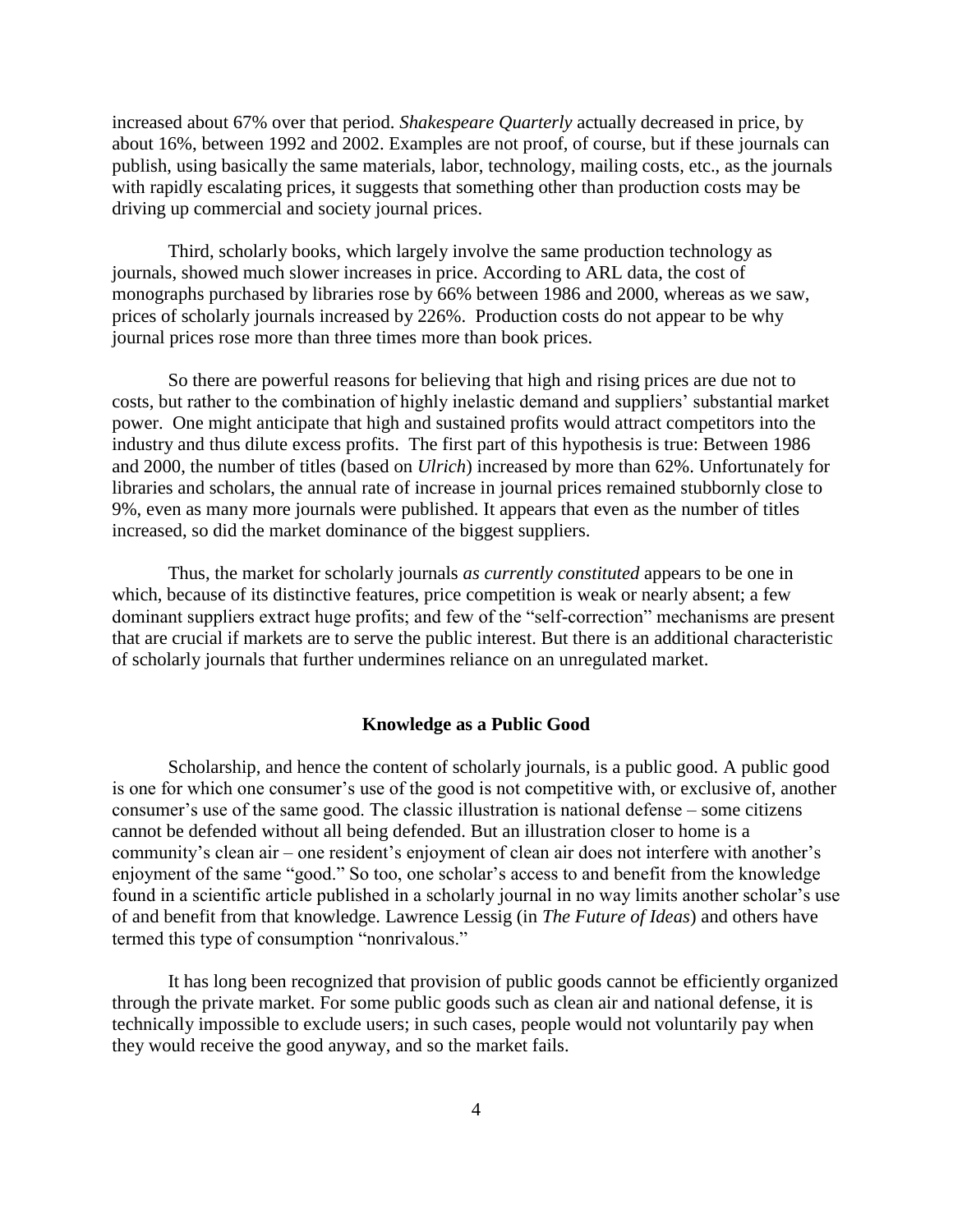increased about 67% over that period. *Shakespeare Quarterly* actually decreased in price, by about 16%, between 1992 and 2002. Examples are not proof, of course, but if these journals can publish, using basically the same materials, labor, technology, mailing costs, etc., as the journals with rapidly escalating prices, it suggests that something other than production costs may be driving up commercial and society journal prices.

Third, scholarly books, which largely involve the same production technology as journals, showed much slower increases in price. According to ARL data, the cost of monographs purchased by libraries rose by 66% between 1986 and 2000, whereas as we saw, prices of scholarly journals increased by 226%. Production costs do not appear to be why journal prices rose more than three times more than book prices.

So there are powerful reasons for believing that high and rising prices are due not to costs, but rather to the combination of highly inelastic demand and suppliers' substantial market power. One might anticipate that high and sustained profits would attract competitors into the industry and thus dilute excess profits. The first part of this hypothesis is true: Between 1986 and 2000, the number of titles (based on *Ulrich*) increased by more than 62%. Unfortunately for libraries and scholars, the annual rate of increase in journal prices remained stubbornly close to 9%, even as many more journals were published. It appears that even as the number of titles increased, so did the market dominance of the biggest suppliers.

Thus, the market for scholarly journals *as currently constituted* appears to be one in which, because of its distinctive features, price competition is weak or nearly absent; a few dominant suppliers extract huge profits; and few of the "self-correction" mechanisms are present that are crucial if markets are to serve the public interest. But there is an additional characteristic of scholarly journals that further undermines reliance on an unregulated market.

## Knowledge as a Public Good

Scholarship, and hence the content of scholarly journals, is a public good. A public good is one for which one consumer's use of the good is not competitive with, or exclusive of, another consumer's use of the same good. The classic illustration is national defense – some citizens cannot be defended without all being defended. But an illustration closer to home is a community's clean air – one resident's enjoyment of clean air does not interfere with another's enjoyment of the same "good." So too, one scholar's access to and benefit from the knowledge found in a scientific article published in a scholarly journal in no way limits another scholar's use of and benefit from that knowledge. Lawrence Lessig (in *The Future of Ideas*) and others have termed this type of consumption "nonrivalous."

It has long been recognized that provision of public goods cannot be efficiently organized through the private market. For some public goods such as clean air and national defense, it is technically impossible to exclude users; in such cases, people would not voluntarily pay when they would receive the good anyway, and so the market fails.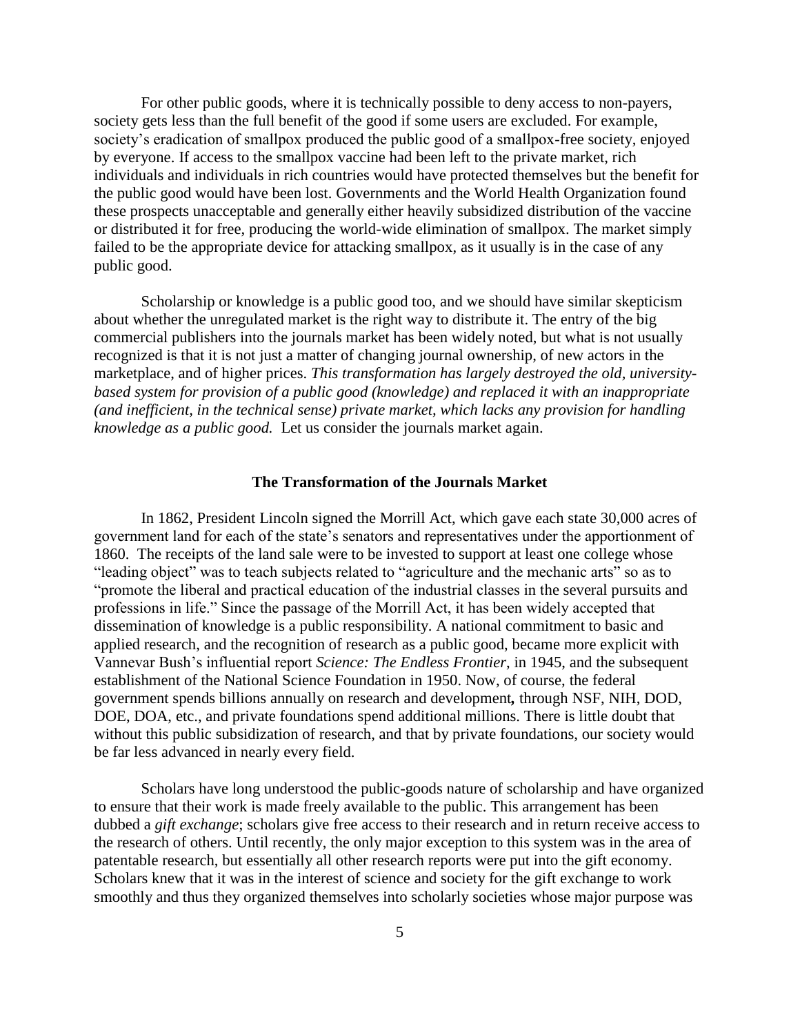For other public goods, where it is technically possible to deny access to non-payers, society gets less than the full benefit of the good if some users are excluded. For example, society's eradication of smallpox produced the public good of a smallpox-free society, enjoyed by everyone. If access to the smallpox vaccine had been left to the private market, rich individuals and individuals in rich countries would have protected themselves but the benefit for the public good would have been lost. Governments and the World Health Organization found these prospects unacceptable and generally either heavily subsidized distribution of the vaccine or distributed it for free, producing the world-wide elimination of smallpox. The market simply failed to be the appropriate device for attacking smallpox, as it usually is in the case of any public good.

Scholarship or knowledge is a public good too, and we should have similar skepticism about whether the unregulated market is the right way to distribute it. The entry of the big commercial publishers into the journals market has been widely noted, but what is not usually recognized is that it is not just a matter of changing journal ownership, of new actors in the marketplace, and of higher prices. *This transformation has largely destroyed the old, university-based system for provision of a public good (knowledge) and replaced it with an inappropriate (and inefficient, in the technical sense) private market, which lacks any provision for handling knowledge as a public good.* Let us consider the journals market again.

## The Transformation of the Journals Market

In 1862, President Lincoln signed the Morrill Act, which gave each state 30,000 acres of government land for each of the state's senators and representatives under the apportionment of 1860. The receipts of the land sale were to be invested to support at least one college whose "leading object" was to teach subjects related to "agriculture and the mechanic arts" so as to "promote the liberal and practical education of the industrial classes in the several pursuits and professions in life." Since the passage of the Morrill Act, it has been widely accepted that dissemination of knowledge is a public responsibility. A national commitment to basic and applied research, and the recognition of research as a public good, became more explicit with Vannevar Bush's influential report *Science: The Endless Frontier*, in 1945, and the subsequent establishment of the National Science Foundation in 1950. Now, of course, the federal government spends billions annually on research and development**,** through NSF, NIH, DOD, DOE, DOA, etc., and private foundations spend additional millions. There is little doubt that without this public subsidization of research, and that by private foundations, our society would be far less advanced in nearly every field.

Scholars have long understood the public-goods nature of scholarship and have organized to ensure that their work is made freely available to the public. This arrangement has been dubbed a *gift exchange*; scholars give free access to their research and in return receive access to the research of others. Until recently, the only major exception to this system was in the area of patentable research, but essentially all other research reports were put into the gift economy. Scholars knew that it was in the interest of science and society for the gift exchange to work smoothly and thus they organized themselves into scholarly societies whose major purpose was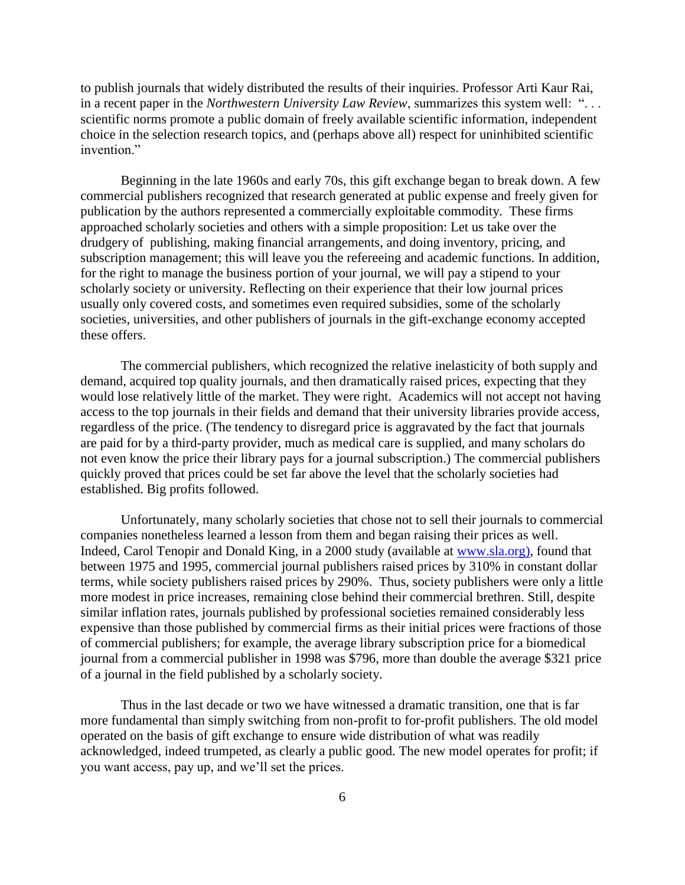to publish journals that widely distributed the results of their inquiries. Professor Arti Kaur Rai, in a recent paper in the *Northwestern University Law Review*, summarizes this system well: ". . . scientific norms promote a public domain of freely available scientific information, independent choice in the selection research topics, and (perhaps above all) respect for uninhibited scientific invention."

Beginning in the late 1960s and early 70s, this gift exchange began to break down. A few commercial publishers recognized that research generated at public expense and freely given for publication by the authors represented a commercially exploitable commodity. These firms approached scholarly societies and others with a simple proposition: Let us take over the drudgery of publishing, making financial arrangements, and doing inventory, pricing, and subscription management; this will leave you the refereeing and academic functions. In addition, for the right to manage the business portion of your journal, we will pay a stipend to your scholarly society or university. Reflecting on their experience that their low journal prices usually only covered costs, and sometimes even required subsidies, some of the scholarly societies, universities, and other publishers of journals in the gift-exchange economy accepted these offers.

The commercial publishers, which recognized the relative inelasticity of both supply and demand, acquired top quality journals, and then dramatically raised prices, expecting that they would lose relatively little of the market. They were right. Academics will not accept not having access to the top journals in their fields and demand that their university libraries provide access, regardless of the price. (The tendency to disregard price is aggravated by the fact that journals are paid for by a third-party provider, much as medical care is supplied, and many scholars do not even know the price their library pays for a journal subscription.) The commercial publishers quickly proved that prices could be set far above the level that the scholarly societies had established. Big profits followed.

Unfortunately, many scholarly societies that chose not to sell their journals to commercial companies nonetheless learned a lesson from them and began raising their prices as well. Indeed, Carol Tenopir and Donald King, in a 2000 study (available at [www.sla.org)](http://www.sla.org), found that between 1975 and 1995, commercial journal publishers raised prices by 310% in constant dollar terms, while society publishers raised prices by 290%. Thus, society publishers were only a little more modest in price increases, remaining close behind their commercial brethren. Still, despite similar inflation rates, journals published by professional societies remained considerably less expensive than those published by commercial firms as their initial prices were fractions of those of commercial publishers; for example, the average library subscription price for a biomedical journal from a commercial publisher in 1998 was $796, more than double the average $321 price of a journal in the field published by a scholarly society.

Thus in the last decade or two we have witnessed a dramatic transition, one that is far more fundamental than simply switching from non-profit to for-profit publishers. The old model operated on the basis of gift exchange to ensure wide distribution of what was readily acknowledged, indeed trumpeted, as clearly a public good. The new model operates for profit; if you want access, pay up, and we'll set the prices.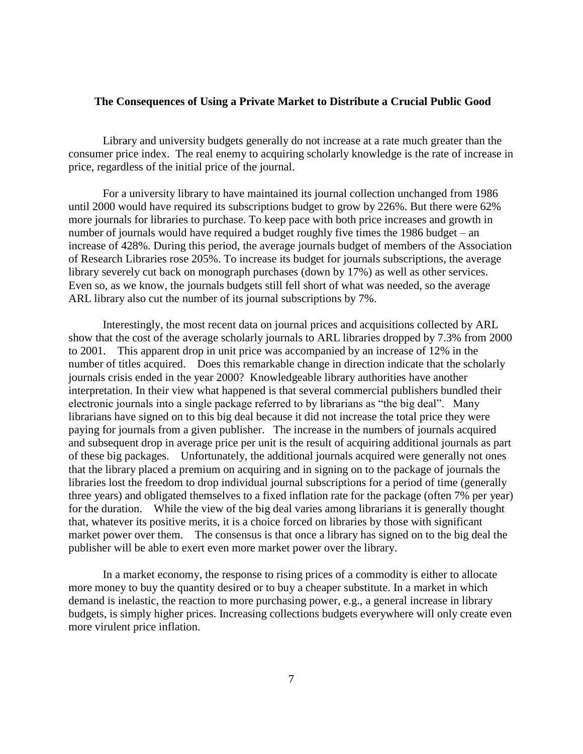## The Consequences of Using a Private Market to Distribute a Crucial Public Good

Library and university budgets generally do not increase at a rate much greater than the consumer price index. The real enemy to acquiring scholarly knowledge is the rate of increase in price, regardless of the initial price of the journal.

For a university library to have maintained its journal collection unchanged from 1986 until 2000 would have required its subscriptions budget to grow by 226%. But there were 62% more journals for libraries to purchase. To keep pace with both price increases and growth in number of journals would have required a budget roughly five times the 1986 budget – an increase of 428%. During this period, the average journals budget of members of the Association of Research Libraries rose 205%. To increase its budget for journals subscriptions, the average library severely cut back on monograph purchases (down by 17%) as well as other services. Even so, as we know, the journals budgets still fell short of what was needed, so the average ARL library also cut the number of its journal subscriptions by 7%.

Interestingly, the most recent data on journal prices and acquisitions collected by ARL show that the cost of the average scholarly journals to ARL libraries dropped by 7.3% from 2000 to 2001. This apparent drop in unit price was accompanied by an increase of 12% in the number of titles acquired. Does this remarkable change in direction indicate that the scholarly journals crisis ended in the year 2000? Knowledgeable library authorities have another interpretation. In their view what happened is that several commercial publishers bundled their electronic journals into a single package referred to by librarians as "the big deal". Many librarians have signed on to this big deal because it did not increase the total price they were paying for journals from a given publisher. The increase in the numbers of journals acquired and subsequent drop in average price per unit is the result of acquiring additional journals as part of these big packages. Unfortunately, the additional journals acquired were generally not ones that the library placed a premium on acquiring and in signing on to the package of journals the libraries lost the freedom to drop individual journal subscriptions for a period of time (generally three years) and obligated themselves to a fixed inflation rate for the package (often 7% per year) for the duration. While the view of the big deal varies among librarians it is generally thought that, whatever its positive merits, it is a choice forced on libraries by those with significant market power over them. The consensus is that once a library has signed on to the big deal the publisher will be able to exert even more market power over the library.

In a market economy, the response to rising prices of a commodity is either to allocate more money to buy the quantity desired or to buy a cheaper substitute. In a market in which demand is inelastic, the reaction to more purchasing power, e.g., a general increase in library budgets, is simply higher prices. Increasing collections budgets everywhere will only create even more virulent price inflation.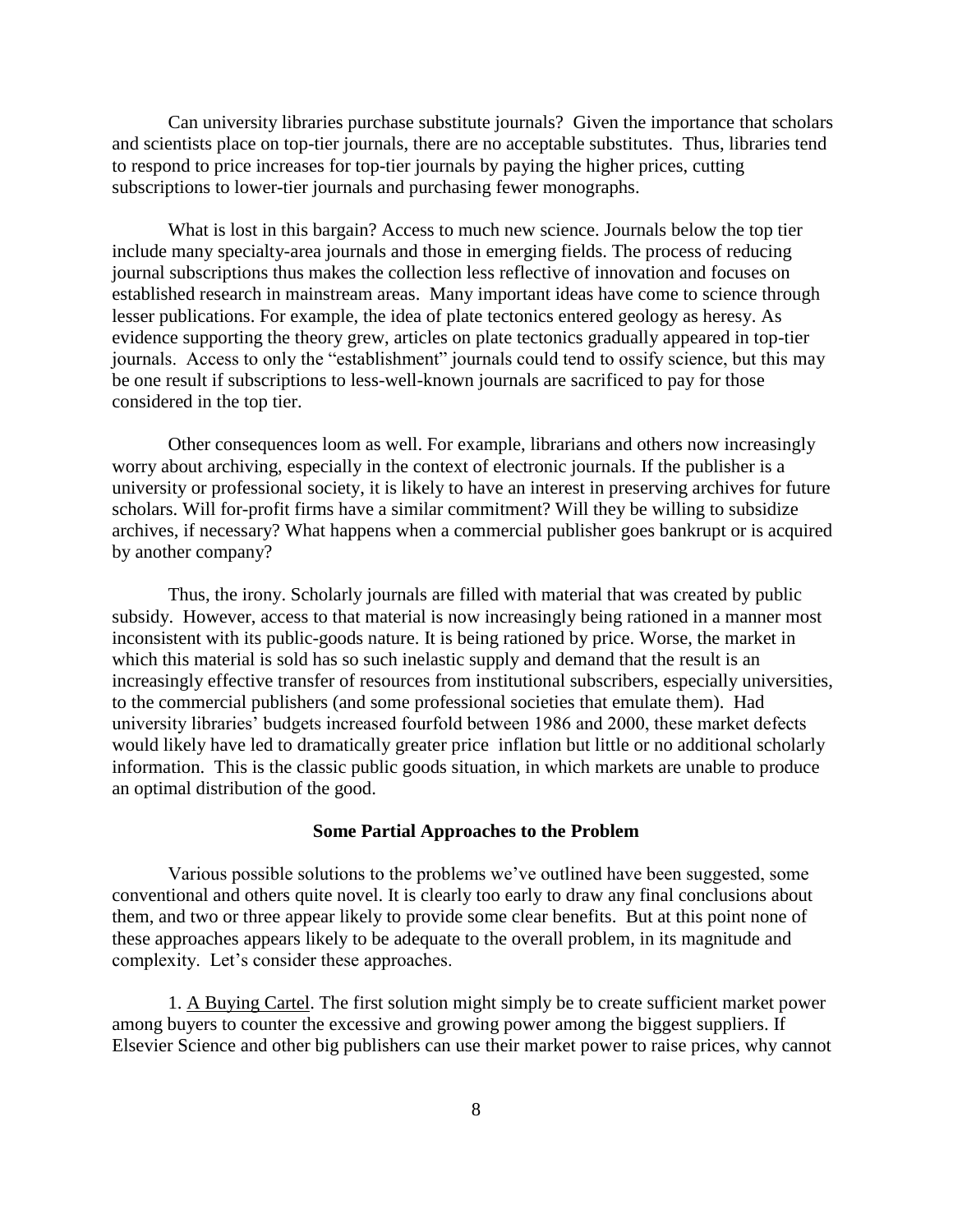Can university libraries purchase substitute journals? Given the importance that scholars and scientists place on top-tier journals, there are no acceptable substitutes. Thus, libraries tend to respond to price increases for top-tier journals by paying the higher prices, cutting subscriptions to lower-tier journals and purchasing fewer monographs.

What is lost in this bargain? Access to much new science. Journals below the top tier include many specialty-area journals and those in emerging fields. The process of reducing journal subscriptions thus makes the collection less reflective of innovation and focuses on established research in mainstream areas. Many important ideas have come to science through lesser publications. For example, the idea of plate tectonics entered geology as heresy. As evidence supporting the theory grew, articles on plate tectonics gradually appeared in top-tier journals. Access to only the "establishment" journals could tend to ossify science, but this may be one result if subscriptions to less-well-known journals are sacrificed to pay for those considered in the top tier.

Other consequences loom as well. For example, librarians and others now increasingly worry about archiving, especially in the context of electronic journals. If the publisher is a university or professional society, it is likely to have an interest in preserving archives for future scholars. Will for-profit firms have a similar commitment? Will they be willing to subsidize archives, if necessary? What happens when a commercial publisher goes bankrupt or is acquired by another company?

Thus, the irony. Scholarly journals are filled with material that was created by public subsidy. However, access to that material is now increasingly being rationed in a manner most inconsistent with its public-goods nature. It is being rationed by price. Worse, the market in which this material is sold has so such inelastic supply and demand that the result is an increasingly effective transfer of resources from institutional subscribers, especially universities, to the commercial publishers (and some professional societies that emulate them). Had university libraries' budgets increased fourfold between 1986 and 2000, these market defects would likely have led to dramatically greater price inflation but little or no additional scholarly information. This is the classic public goods situation, in which markets are unable to produce an optimal distribution of the good.

## Some Partial Approaches to the Problem

Various possible solutions to the problems we've outlined have been suggested, some conventional and others quite novel. It is clearly too early to draw any final conclusions about them, and two or three appear likely to provide some clear benefits. But at this point none of these approaches appears likely to be adequate to the overall problem, in its magnitude and complexity. Let's consider these approaches.

1. A Buying Cartel. The first solution might simply be to create sufficient market power among buyers to counter the excessive and growing power among the biggest suppliers. If Elsevier Science and other big publishers can use their market power to raise prices, why cannot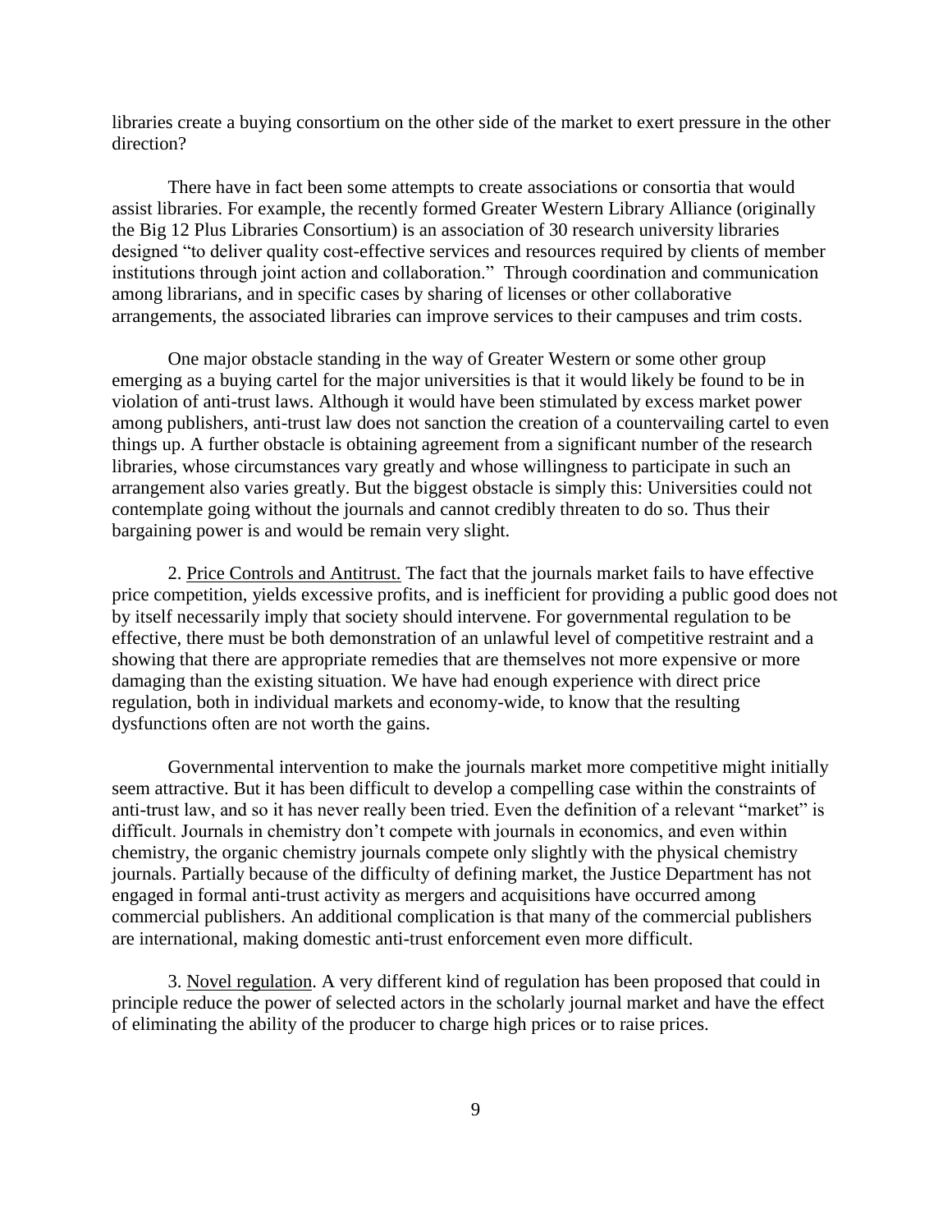libraries create a buying consortium on the other side of the market to exert pressure in the other direction?

There have in fact been some attempts to create associations or consortia that would assist libraries. For example, the recently formed Greater Western Library Alliance (originally the Big 12 Plus Libraries Consortium) is an association of 30 research university libraries designed "to deliver quality cost-effective services and resources required by clients of member institutions through joint action and collaboration." Through coordination and communication among librarians, and in specific cases by sharing of licenses or other collaborative arrangements, the associated libraries can improve services to their campuses and trim costs.

One major obstacle standing in the way of Greater Western or some other group emerging as a buying cartel for the major universities is that it would likely be found to be in violation of anti-trust laws. Although it would have been stimulated by excess market power among publishers, anti-trust law does not sanction the creation of a countervailing cartel to even things up. A further obstacle is obtaining agreement from a significant number of the research libraries, whose circumstances vary greatly and whose willingness to participate in such an arrangement also varies greatly. But the biggest obstacle is simply this: Universities could not contemplate going without the journals and cannot credibly threaten to do so. Thus their bargaining power is and would be remain very slight.

2. <u>Price Controls and Antitrust.</u> The fact that the journals market fails to have effective price competition, yields excessive profits, and is inefficient for providing a public good does not by itself necessarily imply that society should intervene. For governmental regulation to be effective, there must be both demonstration of an unlawful level of competitive restraint and a showing that there are appropriate remedies that are themselves not more expensive or more damaging than the existing situation. We have had enough experience with direct price regulation, both in individual markets and economy-wide, to know that the resulting dysfunctions often are not worth the gains.

Governmental intervention to make the journals market more competitive might initially seem attractive. But it has been difficult to develop a compelling case within the constraints of anti-trust law, and so it has never really been tried. Even the definition of a relevant "market" is difficult. Journals in chemistry don't compete with journals in economics, and even within chemistry, the organic chemistry journals compete only slightly with the physical chemistry journals. Partially because of the difficulty of defining market, the Justice Department has not engaged in formal anti-trust activity as mergers and acquisitions have occurred among commercial publishers. An additional complication is that many of the commercial publishers are international, making domestic anti-trust enforcement even more difficult.

3. <u>Novel regulation</u>. A very different kind of regulation has been proposed that could in principle reduce the power of selected actors in the scholarly journal market and have the effect of eliminating the ability of the producer to charge high prices or to raise prices.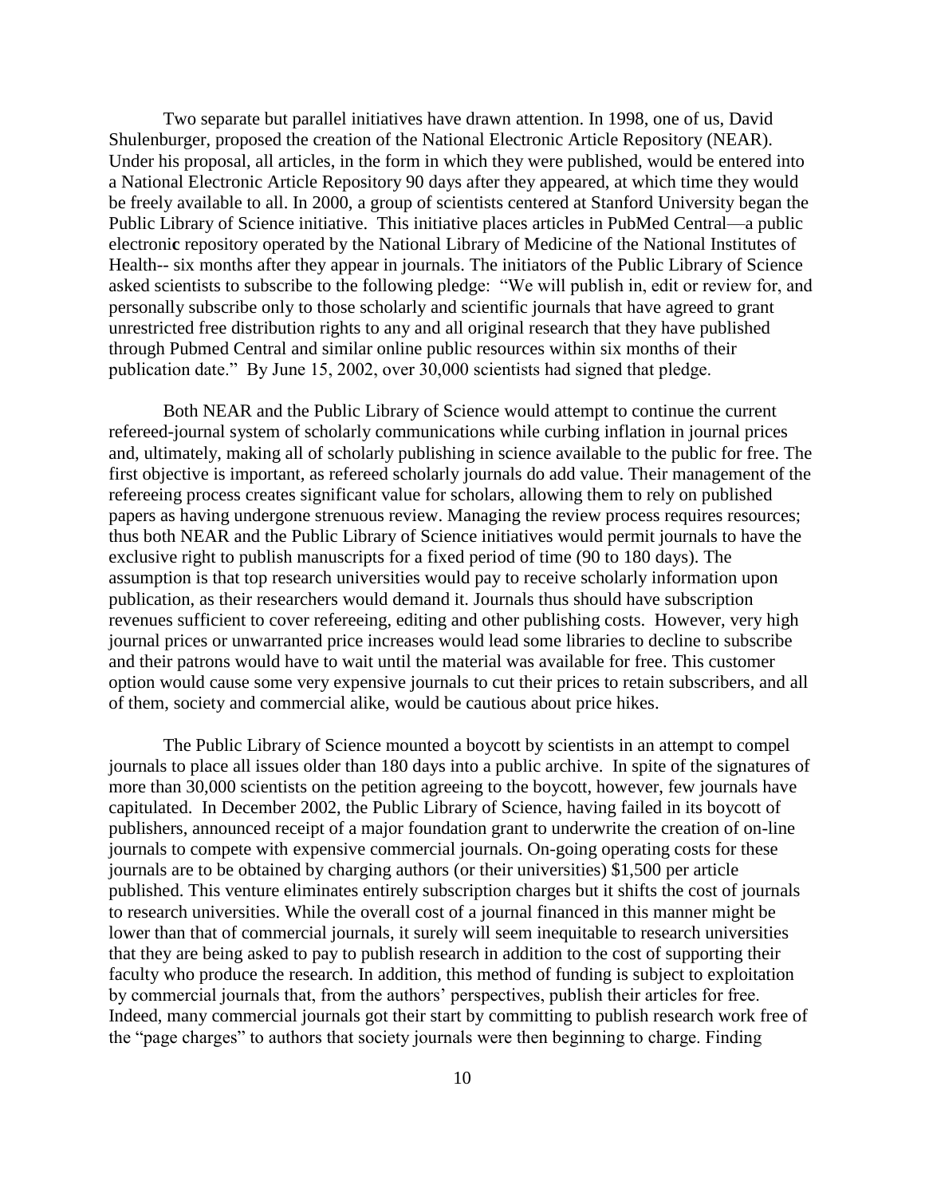Two separate but parallel initiatives have drawn attention. In 1998, one of us, David Shulenburger, proposed the creation of the National Electronic Article Repository (NEAR). Under his proposal, all articles, in the form in which they were published, would be entered into a National Electronic Article Repository 90 days after they appeared, at which time they would be freely available to all. In 2000, a group of scientists centered at Stanford University began the Public Library of Science initiative. This initiative places articles in PubMed Central—a public electronic repository operated by the National Library of Medicine of the National Institutes of Health-- six months after they appear in journals. The initiators of the Public Library of Science asked scientists to subscribe to the following pledge: "We will publish in, edit or review for, and personally subscribe only to those scholarly and scientific journals that have agreed to grant unrestricted free distribution rights to any and all original research that they have published through Pubmed Central and similar online public resources within six months of their publication date." By June 15, 2002, over 30,000 scientists had signed that pledge.

Both NEAR and the Public Library of Science would attempt to continue the current refereed-journal system of scholarly communications while curbing inflation in journal prices and, ultimately, making all of scholarly publishing in science available to the public for free. The first objective is important, as refereed scholarly journals do add value. Their management of the refereeing process creates significant value for scholars, allowing them to rely on published papers as having undergone strenuous review. Managing the review process requires resources; thus both NEAR and the Public Library of Science initiatives would permit journals to have the exclusive right to publish manuscripts for a fixed period of time (90 to 180 days). The assumption is that top research universities would pay to receive scholarly information upon publication, as their researchers would demand it. Journals thus should have subscription revenues sufficient to cover refereeing, editing and other publishing costs. However, very high journal prices or unwarranted price increases would lead some libraries to decline to subscribe and their patrons would have to wait until the material was available for free. This customer option would cause some very expensive journals to cut their prices to retain subscribers, and all of them, society and commercial alike, would be cautious about price hikes.

The Public Library of Science mounted a boycott by scientists in an attempt to compel journals to place all issues older than 180 days into a public archive. In spite of the signatures of more than 30,000 scientists on the petition agreeing to the boycott, however, few journals have capitulated. In December 2002, the Public Library of Science, having failed in its boycott of publishers, announced receipt of a major foundation grant to underwrite the creation of on-line journals to compete with expensive commercial journals. On-going operating costs for these journals are to be obtained by charging authors (or their universities) $1,500 per article published. This venture eliminates entirely subscription charges but it shifts the cost of journals to research universities. While the overall cost of a journal financed in this manner might be lower than that of commercial journals, it surely will seem inequitable to research universities that they are being asked to pay to publish research in addition to the cost of supporting their faculty who produce the research. In addition, this method of funding is subject to exploitation by commercial journals that, from the authors' perspectives, publish their articles for free. Indeed, many commercial journals got their start by committing to publish research work free of the "page charges" to authors that society journals were then beginning to charge. Finding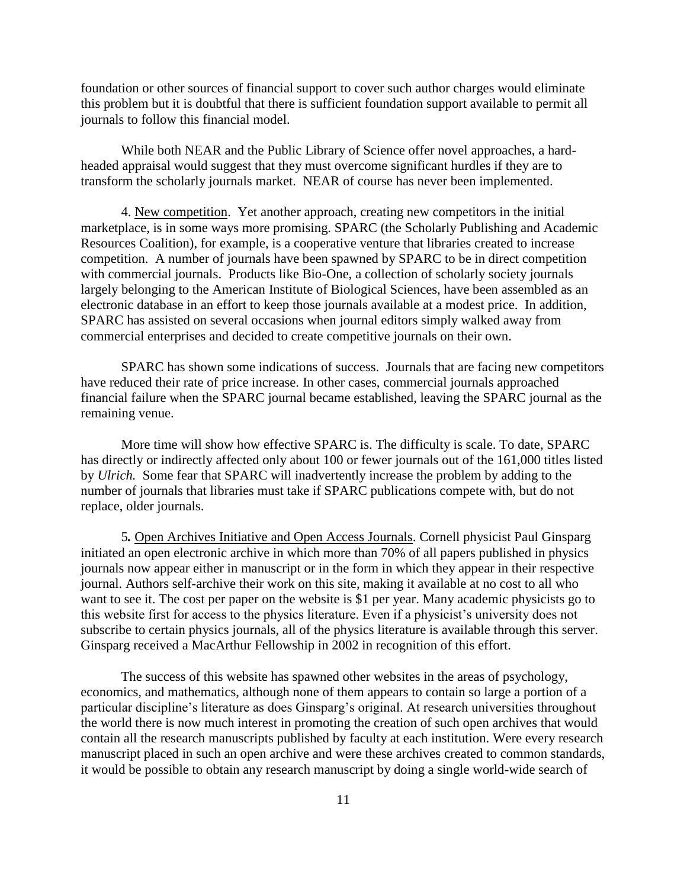foundation or other sources of financial support to cover such author charges would eliminate this problem but it is doubtful that there is sufficient foundation support available to permit all journals to follow this financial model.

While both NEAR and the Public Library of Science offer novel approaches, a hard-headed appraisal would suggest that they must overcome significant hurdles if they are to transform the scholarly journals market. NEAR of course has never been implemented.

4. <u>New competition</u>. Yet another approach, creating new competitors in the initial marketplace, is in some ways more promising. SPARC (the Scholarly Publishing and Academic Resources Coalition), for example, is a cooperative venture that libraries created to increase competition. A number of journals have been spawned by SPARC to be in direct competition with commercial journals. Products like Bio-One, a collection of scholarly society journals largely belonging to the American Institute of Biological Sciences, have been assembled as an electronic database in an effort to keep those journals available at a modest price. In addition, SPARC has assisted on several occasions when journal editors simply walked away from commercial enterprises and decided to create competitive journals on their own.

SPARC has shown some indications of success. Journals that are facing new competitors have reduced their rate of price increase. In other cases, commercial journals approached financial failure when the SPARC journal became established, leaving the SPARC journal as the remaining venue.

More time will show how effective SPARC is. The difficulty is scale. To date, SPARC has directly or indirectly affected only about 100 or fewer journals out of the 161,000 titles listed by *Ulrich.* Some fear that SPARC will inadvertently increase the problem by adding to the number of journals that libraries must take if SPARC publications compete with, but do not replace, older journals.

5**.** <u>Open Archives Initiative and Open Access Journals</u>. Cornell physicist Paul Ginsparg initiated an open electronic archive in which more than 70% of all papers published in physics journals now appear either in manuscript or in the form in which they appear in their respective journal. Authors self-archive their work on this site, making it available at no cost to all who want to see it. The cost per paper on the website is $1 per year. Many academic physicists go to this website first for access to the physics literature. Even if a physicist's university does not subscribe to certain physics journals, all of the physics literature is available through this server. Ginsparg received a MacArthur Fellowship in 2002 in recognition of this effort.

The success of this website has spawned other websites in the areas of psychology, economics, and mathematics, although none of them appears to contain so large a portion of a particular discipline's literature as does Ginsparg's original. At research universities throughout the world there is now much interest in promoting the creation of such open archives that would contain all the research manuscripts published by faculty at each institution. Were every research manuscript placed in such an open archive and were these archives created to common standards, it would be possible to obtain any research manuscript by doing a single world-wide search of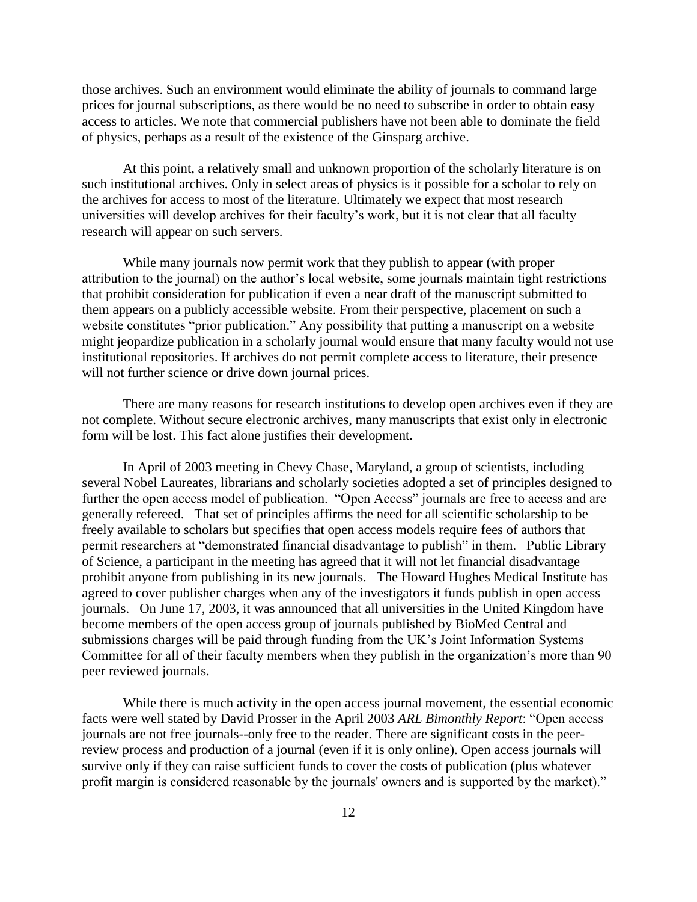those archives. Such an environment would eliminate the ability of journals to command large prices for journal subscriptions, as there would be no need to subscribe in order to obtain easy access to articles. We note that commercial publishers have not been able to dominate the field of physics, perhaps as a result of the existence of the Ginsparg archive.

At this point, a relatively small and unknown proportion of the scholarly literature is on such institutional archives. Only in select areas of physics is it possible for a scholar to rely on the archives for access to most of the literature. Ultimately we expect that most research universities will develop archives for their faculty's work, but it is not clear that all faculty research will appear on such servers.

While many journals now permit work that they publish to appear (with proper attribution to the journal) on the author's local website, some journals maintain tight restrictions that prohibit consideration for publication if even a near draft of the manuscript submitted to them appears on a publicly accessible website. From their perspective, placement on such a website constitutes "prior publication." Any possibility that putting a manuscript on a website might jeopardize publication in a scholarly journal would ensure that many faculty would not use institutional repositories. If archives do not permit complete access to literature, their presence will not further science or drive down journal prices.

There are many reasons for research institutions to develop open archives even if they are not complete. Without secure electronic archives, many manuscripts that exist only in electronic form will be lost. This fact alone justifies their development.

In April of 2003 meeting in Chevy Chase, Maryland, a group of scientists, including several Nobel Laureates, librarians and scholarly societies adopted a set of principles designed to further the open access model of publication. "Open Access" journals are free to access and are generally refereed. That set of principles affirms the need for all scientific scholarship to be freely available to scholars but specifies that open access models require fees of authors that permit researchers at "demonstrated financial disadvantage to publish" in them. Public Library of Science, a participant in the meeting has agreed that it will not let financial disadvantage prohibit anyone from publishing in its new journals. The Howard Hughes Medical Institute has agreed to cover publisher charges when any of the investigators it funds publish in open access journals. On June 17, 2003, it was announced that all universities in the United Kingdom have become members of the open access group of journals published by BioMed Central and submissions charges will be paid through funding from the UK's Joint Information Systems Committee for all of their faculty members when they publish in the organization's more than 90 peer reviewed journals.

While there is much activity in the open access journal movement, the essential economic facts were well stated by David Prosser in the April 2003 *ARL Bimonthly Report*: "Open access journals are not free journals--only free to the reader. There are significant costs in the peer-review process and production of a journal (even if it is only online). Open access journals will survive only if they can raise sufficient funds to cover the costs of publication (plus whatever profit margin is considered reasonable by the journals' owners and is supported by the market)."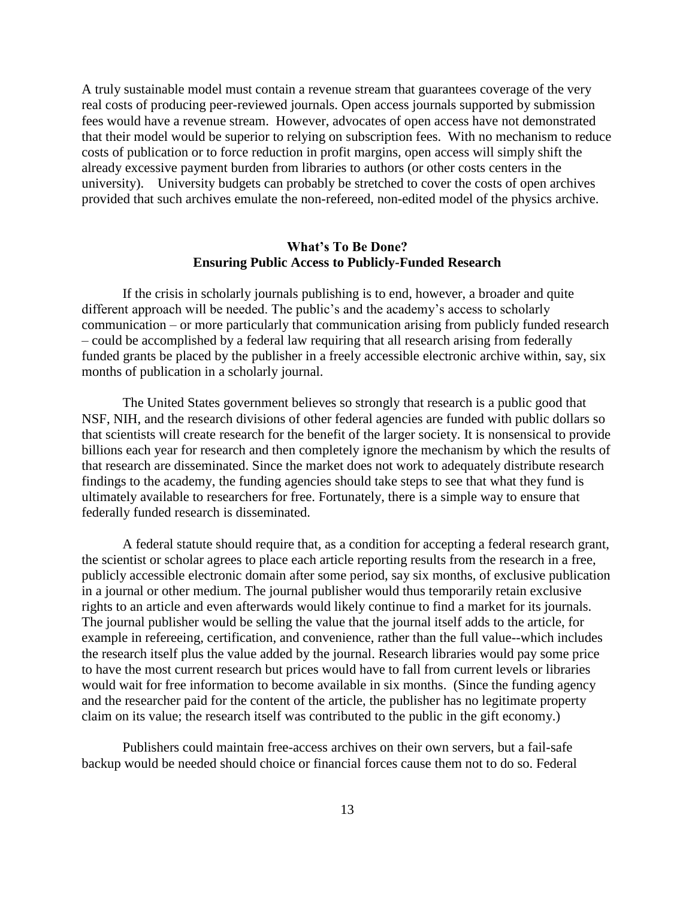A truly sustainable model must contain a revenue stream that guarantees coverage of the very real costs of producing peer-reviewed journals. Open access journals supported by submission fees would have a revenue stream. However, advocates of open access have not demonstrated that their model would be superior to relying on subscription fees. With no mechanism to reduce costs of publication or to force reduction in profit margins, open access will simply shift the already excessive payment burden from libraries to authors (or other costs centers in the university). University budgets can probably be stretched to cover the costs of open archives provided that such archives emulate the non-refereed, non-edited model of the physics archive.

## What's To Be Done?
## Ensuring Public Access to Publicly-Funded Research

If the crisis in scholarly journals publishing is to end, however, a broader and quite different approach will be needed. The public's and the academy's access to scholarly communication – or more particularly that communication arising from publicly funded research – could be accomplished by a federal law requiring that all research arising from federally funded grants be placed by the publisher in a freely accessible electronic archive within, say, six months of publication in a scholarly journal.

The United States government believes so strongly that research is a public good that NSF, NIH, and the research divisions of other federal agencies are funded with public dollars so that scientists will create research for the benefit of the larger society. It is nonsensical to provide billions each year for research and then completely ignore the mechanism by which the results of that research are disseminated. Since the market does not work to adequately distribute research findings to the academy, the funding agencies should take steps to see that what they fund is ultimately available to researchers for free. Fortunately, there is a simple way to ensure that federally funded research is disseminated.

A federal statute should require that, as a condition for accepting a federal research grant, the scientist or scholar agrees to place each article reporting results from the research in a free, publicly accessible electronic domain after some period, say six months, of exclusive publication in a journal or other medium. The journal publisher would thus temporarily retain exclusive rights to an article and even afterwards would likely continue to find a market for its journals. The journal publisher would be selling the value that the journal itself adds to the article, for example in refereeing, certification, and convenience, rather than the full value--which includes the research itself plus the value added by the journal. Research libraries would pay some price to have the most current research but prices would have to fall from current levels or libraries would wait for free information to become available in six months. (Since the funding agency and the researcher paid for the content of the article, the publisher has no legitimate property claim on its value; the research itself was contributed to the public in the gift economy.)

Publishers could maintain free-access archives on their own servers, but a fail-safe backup would be needed should choice or financial forces cause them not to do so. Federal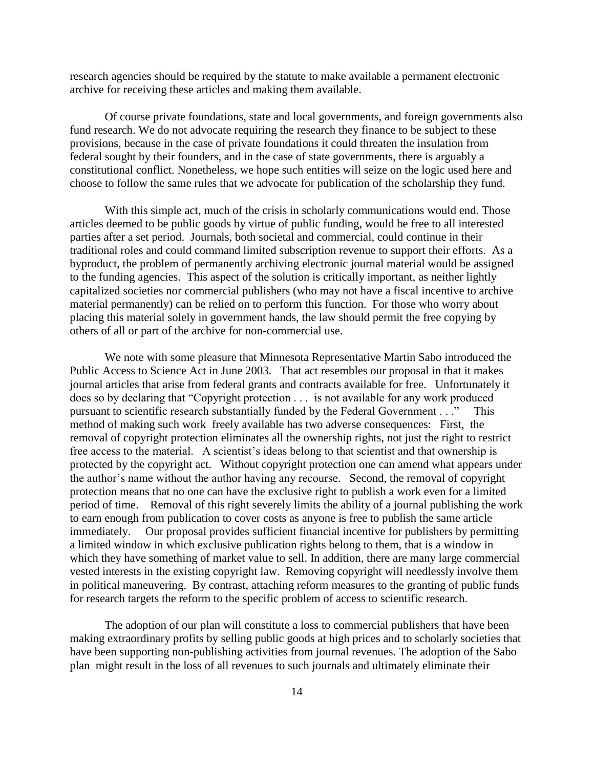research agencies should be required by the statute to make available a permanent electronic archive for receiving these articles and making them available.

Of course private foundations, state and local governments, and foreign governments also fund research. We do not advocate requiring the research they finance to be subject to these provisions, because in the case of private foundations it could threaten the insulation from federal sought by their founders, and in the case of state governments, there is arguably a constitutional conflict. Nonetheless, we hope such entities will seize on the logic used here and choose to follow the same rules that we advocate for publication of the scholarship they fund.

With this simple act, much of the crisis in scholarly communications would end. Those articles deemed to be public goods by virtue of public funding, would be free to all interested parties after a set period. Journals, both societal and commercial, could continue in their traditional roles and could command limited subscription revenue to support their efforts. As a byproduct, the problem of permanently archiving electronic journal material would be assigned to the funding agencies. This aspect of the solution is critically important, as neither lightly capitalized societies nor commercial publishers (who may not have a fiscal incentive to archive material permanently) can be relied on to perform this function. For those who worry about placing this material solely in government hands, the law should permit the free copying by others of all or part of the archive for non-commercial use.

We note with some pleasure that Minnesota Representative Martin Sabo introduced the Public Access to Science Act in June 2003. That act resembles our proposal in that it makes journal articles that arise from federal grants and contracts available for free. Unfortunately it does so by declaring that "Copyright protection . . . is not available for any work produced pursuant to scientific research substantially funded by the Federal Government . . ." This method of making such work freely available has two adverse consequences: First, the removal of copyright protection eliminates all the ownership rights, not just the right to restrict free access to the material. A scientist's ideas belong to that scientist and that ownership is protected by the copyright act. Without copyright protection one can amend what appears under the author's name without the author having any recourse. Second, the removal of copyright protection means that no one can have the exclusive right to publish a work even for a limited period of time. Removal of this right severely limits the ability of a journal publishing the work to earn enough from publication to cover costs as anyone is free to publish the same article immediately. Our proposal provides sufficient financial incentive for publishers by permitting a limited window in which exclusive publication rights belong to them, that is a window in which they have something of market value to sell. In addition, there are many large commercial vested interests in the existing copyright law. Removing copyright will needlessly involve them in political maneuvering. By contrast, attaching reform measures to the granting of public funds for research targets the reform to the specific problem of access to scientific research.

The adoption of our plan will constitute a loss to commercial publishers that have been making extraordinary profits by selling public goods at high prices and to scholarly societies that have been supporting non-publishing activities from journal revenues. The adoption of the Sabo plan might result in the loss of all revenues to such journals and ultimately eliminate their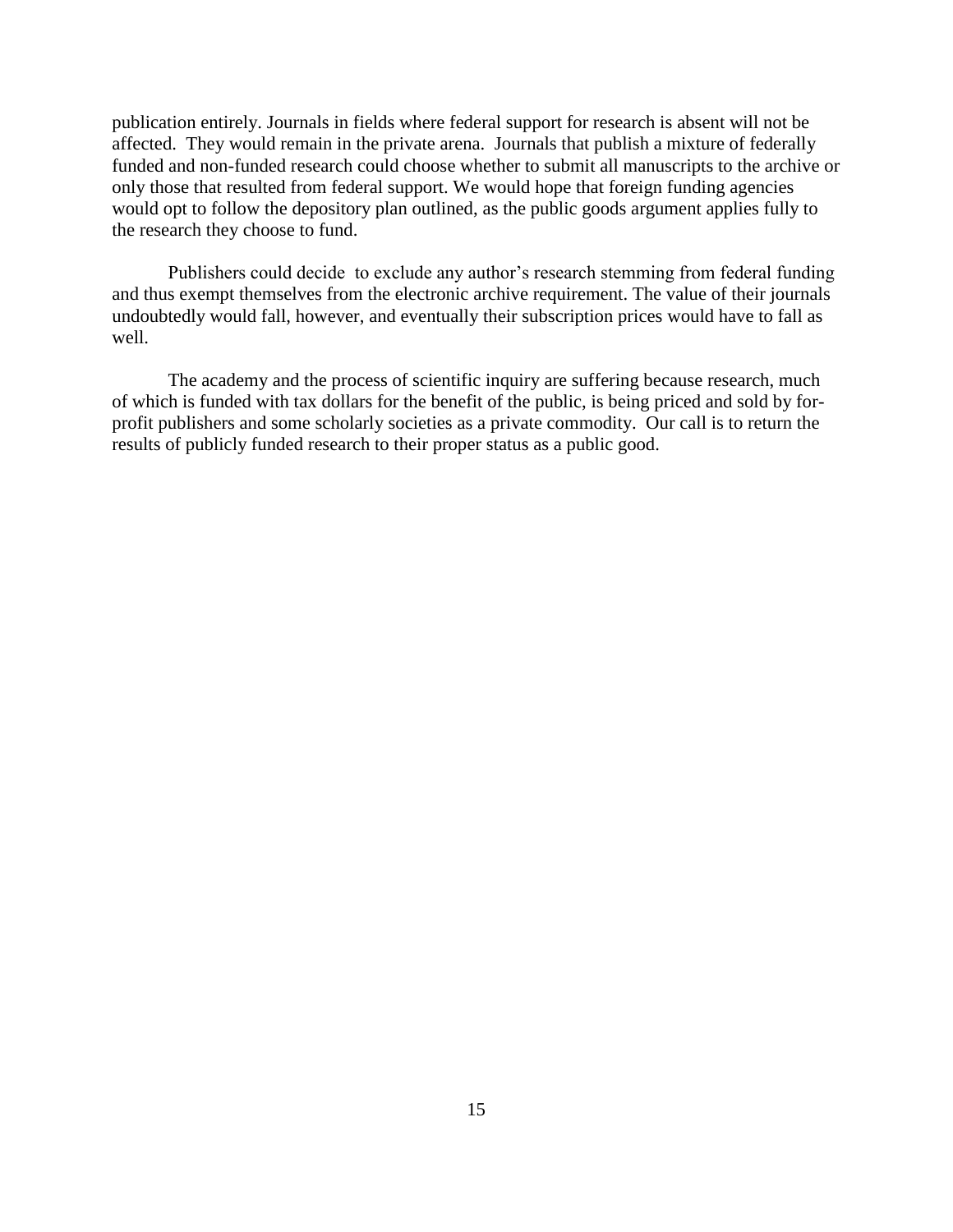publication entirely. Journals in fields where federal support for research is absent will not be affected. They would remain in the private arena. Journals that publish a mixture of federally funded and non-funded research could choose whether to submit all manuscripts to the archive or only those that resulted from federal support. We would hope that foreign funding agencies would opt to follow the depository plan outlined, as the public goods argument applies fully to the research they choose to fund.

Publishers could decide to exclude any author's research stemming from federal funding and thus exempt themselves from the electronic archive requirement. The value of their journals undoubtedly would fall, however, and eventually their subscription prices would have to fall as well.

The academy and the process of scientific inquiry are suffering because research, much of which is funded with tax dollars for the benefit of the public, is being priced and sold by for-profit publishers and some scholarly societies as a private commodity. Our call is to return the results of publicly funded research to their proper status as a public good.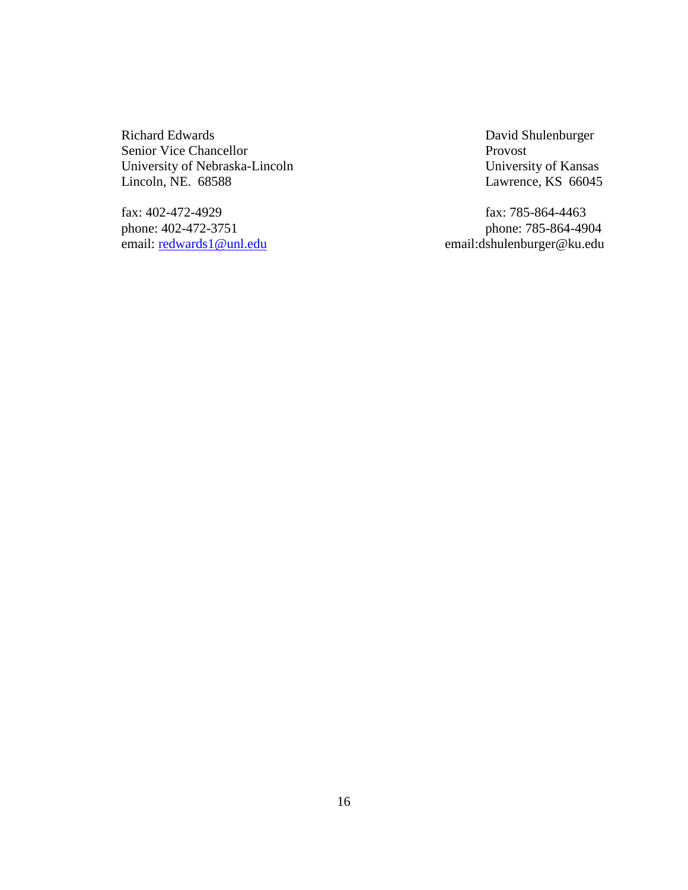Richard Edwards
Senior Vice Chancellor
University of Nebraska-Lincoln
Lincoln, NE. 68588

fax: 402-472-4929
phone: 402-472-3751
email: redwards1@unl.edu

David Shulenburger
Provost
University of Kansas
Lawrence, KS 66045

fax: 785-864-4463
phone: 785-864-4904
email:dshulenburger@ku.edu